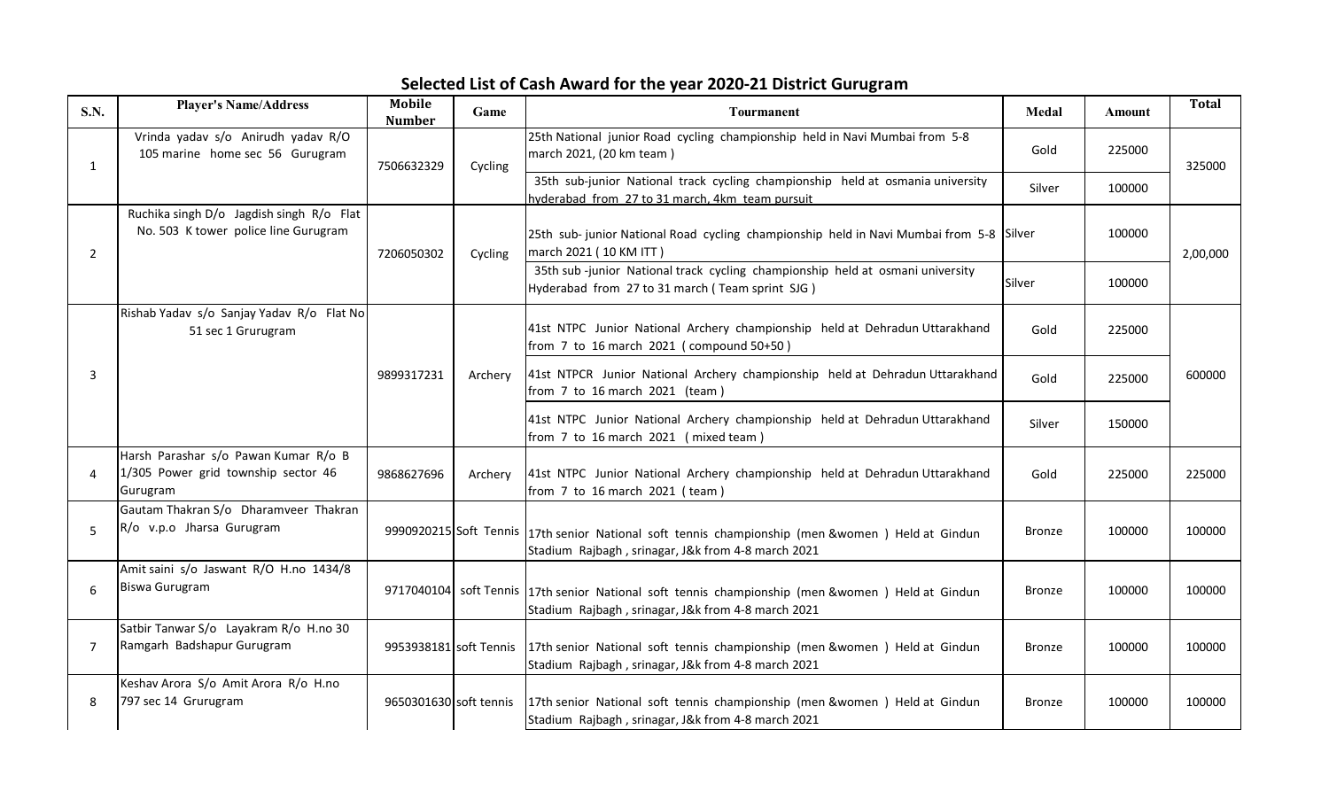# Selected List of Cash Award for the year 2020-21 District Gurugram

| S.N. | Player's Name/Address | Mobile Number | Game | Tournament | Medal | Amount | Total |
|---|---|---|---|---|---|---|---|
| 1 | Vrinda yadav s/o Anirudh yadav R/O 105 marine home sec 56 Gurugram | 7506632329 | Cycling | 25th National junior Road cycling championship held in Navi Mumbai from 5-8 march 2021, (20 km team) | Gold | 225000 | 325000 |
| | | | | 35th sub-junior National track cycling championship held at osmania university hyderabad from 27 to 31 march, 4km team pursuit | Silver | 100000 | |
| 2 | Ruchika singh D/o Jagdish singh R/o Flat No. 503 K tower police line Gurugram | 7206050302 | Cycling | 25th sub- junior National Road cycling championship held in Navi Mumbai from 5-8 march 2021 ( 10 KM ITT ) | Silver | 100000 | 2,00,000 |
| | | | | 35th sub -junior National track cycling championship held at osmani university Hyderabad from 27 to 31 march ( Team sprint SJG ) | Silver | 100000 | |
| 3 | Rishab Yadav s/o Sanjay Yadav R/o Flat No 51 sec 1 Grurugram | 9899317231 | Archery | 41st NTPC Junior National Archery championship held at Dehradun Uttarakhand from 7 to 16 march 2021 ( compound 50+50 ) | Gold | 225000 | 600000 |
| | | | | 41st NTPCR Junior National Archery championship held at Dehradun Uttarakhand from 7 to 16 march 2021 (team ) | Gold | 225000 | |
| | | | | 41st NTPC Junior National Archery championship held at Dehradun Uttarakhand from 7 to 16 march 2021 ( mixed team ) | Silver | 150000 | |
| 4 | Harsh Parashar s/o Pawan Kumar R/o B 1/305 Power grid township sector 46 Gurugram | 9868627696 | Archery | 41st NTPC Junior National Archery championship held at Dehradun Uttarakhand from 7 to 16 march 2021 ( team ) | Gold | 225000 | 225000 |
| 5 | Gautam Thakran S/o Dharamveer Thakran R/o v.p.o Jharsa Gurugram | 9990920215 | Soft Tennis | 17th senior National soft tennis championship (men &women ) Held at Gindun Stadium Rajbagh , srinagar, J&k from 4-8 march 2021 | Bronze | 100000 | 100000 |
| 6 | Amit saini s/o Jaswant R/O H.no 1434/8 Biswa Gurugram | 9717040104 | soft Tennis | 17th senior National soft tennis championship (men &women ) Held at Gindun Stadium Rajbagh , srinagar, J&k from 4-8 march 2021 | Bronze | 100000 | 100000 |
| 7 | Satbir Tanwar S/o Layakram R/o H.no 30 Ramgarh Badshapur Gurugram | 9953938181 | soft Tennis | 17th senior National soft tennis championship (men &women ) Held at Gindun Stadium Rajbagh , srinagar, J&k from 4-8 march 2021 | Bronze | 100000 | 100000 |
| 8 | Keshav Arora S/o Amit Arora R/o H.no 797 sec 14 Grurugram | 9650301630 | soft tennis | 17th senior National soft tennis championship (men &women ) Held at Gindun Stadium Rajbagh , srinagar, J&k from 4-8 march 2021 | Bronze | 100000 | 100000 |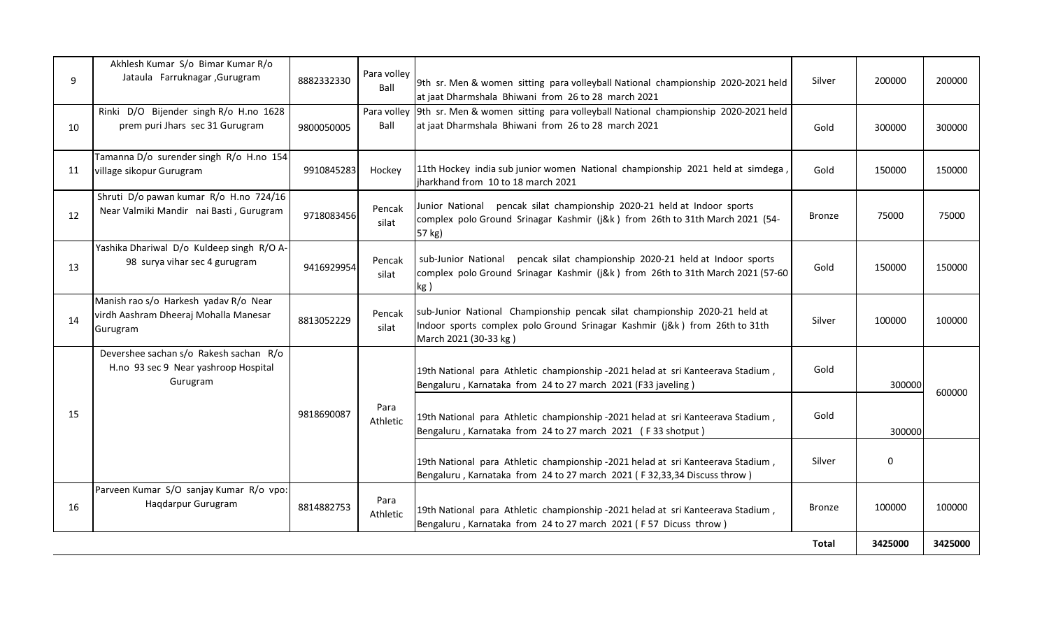| | | | | | | | |
|---|---|---|---|---|---|---|---|
| 9 | Akhlesh Kumar S/o Bimar Kumar R/o Jataula Farruknagar ,Gurugram | 8882332330 | Para volley Ball | 9th sr. Men & women sitting para volleyball National championship 2020-2021 held at jaat Dharmshala Bhiwani from 26 to 28 march 2021 | Silver | 200000 | 200000 |
| 10 | Rinki D/O Bijender singh R/o H.no 1628 prem puri Jhars sec 31 Gurugram | 9800050005 | Para volley Ball | 9th sr. Men & women sitting para volleyball National championship 2020-2021 held at jaat Dharmshala Bhiwani from 26 to 28 march 2021 | Gold | 300000 | 300000 |
| 11 | Tamanna D/o surender singh R/o H.no 154 village sikopur Gurugram | 9910845283 | Hockey | 11th Hockey india sub junior women National championship 2021 held at simdega , jharkhand from 10 to 18 march 2021 | Gold | 150000 | 150000 |
| 12 | Shruti D/o pawan kumar R/o H.no 724/16 Near Valmiki Mandir nai Basti , Gurugram | 9718083456 | Pencak silat | Junior National pencak silat championship 2020-21 held at Indoor sports complex polo Ground Srinagar Kashmir (j&k ) from 26th to 31th March 2021 (54-57 kg) | Bronze | 75000 | 75000 |
| 13 | Yashika Dhariwal D/o Kuldeep singh R/O A-98 surya vihar sec 4 gurugram | 9416929954 | Pencak silat | sub-Junior National pencak silat championship 2020-21 held at Indoor sports complex polo Ground Srinagar Kashmir (j&k ) from 26th to 31th March 2021 (57-60 kg ) | Gold | 150000 | 150000 |
| 14 | Manish rao s/o Harkesh yadav R/o Near virdh Aashram Dheeraj Mohalla Manesar Gurugram | 8813052229 | Pencak silat | sub-Junior National Championship pencak silat championship 2020-21 held at Indoor sports complex polo Ground Srinagar Kashmir (j&k ) from 26th to 31th March 2021 (30-33 kg ) | Silver | 100000 | 100000 |
| 15 | Devershee sachan s/o Rakesh sachan R/o H.no 93 sec 9 Near yashroop Hospital Gurugram | 9818690087 | Para Athletic | 19th National para Athletic championship -2021 helad at sri Kanteerava Stadium , Bengaluru , Karnataka from 24 to 27 march 2021 (F33 javeling ) | Gold | 300000 | 600000 |
| | | | | 19th National para Athletic championship -2021 helad at sri Kanteerava Stadium , Bengaluru , Karnataka from 24 to 27 march 2021 ( F 33 shotput ) | Gold | 300000 | |
| | | | | 19th National para Athletic championship -2021 helad at sri Kanteerava Stadium , Bengaluru , Karnataka from 24 to 27 march 2021 ( F 32,33,34 Discuss throw ) | Silver | 0 | |
| 16 | Parveen Kumar S/O sanjay Kumar R/o vpo: Haqdarpur Gurugram | 8814882753 | Para Athletic | 19th National para Athletic championship -2021 helad at sri Kanteerava Stadium , Bengaluru , Karnataka from 24 to 27 march 2021 ( F 57 Dicuss throw ) | Bronze | 100000 | 100000 |
| | | | | | **Total** | **3425000** | **3425000** |